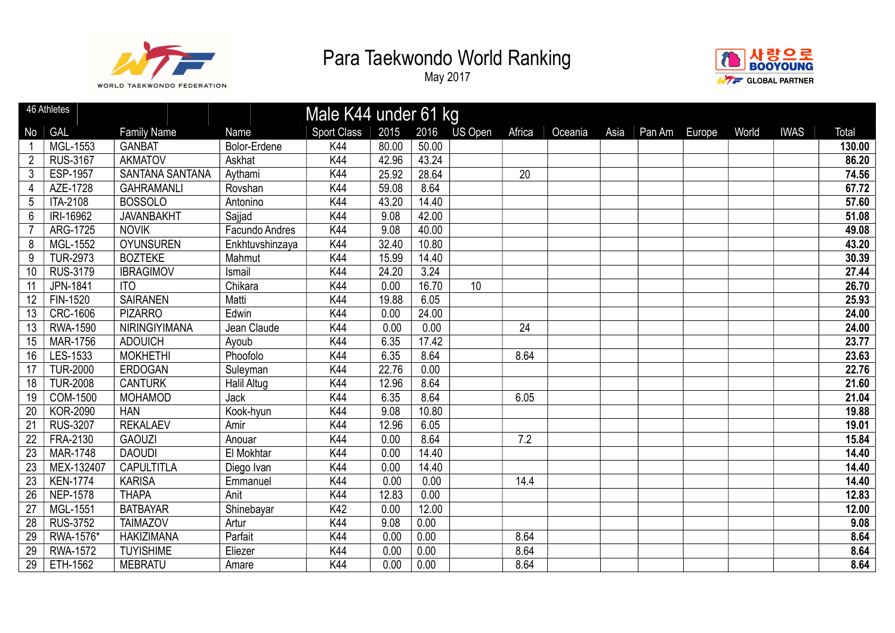# Para Taekwondo World Ranking

May 2017

## Male K44 under 61 kg

46 Athletes

| No | GAL | Family Name | Name | Sport Class | 2015 | 2016 | US Open | Africa | Oceania | Asia | Pan Am | Europe | World | IWAS | Total |
|---|---|---|---|---|---|---|---|---|---|---|---|---|---|---|---|
| 1 | MGL-1553 | GANBAT | Bolor-Erdene | K44 | 80.00 | 50.00 | | | | | | | | | **130.00** |
| 2 | RUS-3167 | AKMATOV | Askhat | K44 | 42.96 | 43.24 | | | | | | | | | **86.20** |
| 3 | ESP-1957 | SANTANA SANTANA | Aythami | K44 | 25.92 | 28.64 | | 20 | | | | | | | **74.56** |
| 4 | AZE-1728 | GAHRAMANLI | Rovshan | K44 | 59.08 | 8.64 | | | | | | | | | **67.72** |
| 5 | ITA-2108 | BOSSOLO | Antonino | K44 | 43.20 | 14.40 | | | | | | | | | **57.60** |
| 6 | IRI-16962 | JAVANBAKHT | Sajjad | K44 | 9.08 | 42.00 | | | | | | | | | **51.08** |
| 7 | ARG-1725 | NOVIK | Facundo Andres | K44 | 9.08 | 40.00 | | | | | | | | | **49.08** |
| 8 | MGL-1552 | OYUNSUREN | Enkhtuvshinzaya | K44 | 32.40 | 10.80 | | | | | | | | | **43.20** |
| 9 | TUR-2973 | BOZTEKE | Mahmut | K44 | 15.99 | 14.40 | | | | | | | | | **30.39** |
| 10 | RUS-3179 | IBRAGIMOV | Ismail | K44 | 24.20 | 3.24 | | | | | | | | | **27.44** |
| 11 | JPN-1841 | ITO | Chikara | K44 | 0.00 | 16.70 | 10 | | | | | | | | **26.70** |
| 12 | FIN-1520 | SAIRANEN | Matti | K44 | 19.88 | 6.05 | | | | | | | | | **25.93** |
| 13 | CRC-1606 | PIZARRO | Edwin | K44 | 0.00 | 24.00 | | | | | | | | | **24.00** |
| 13 | RWA-1590 | NIRINGIYIMANA | Jean Claude | K44 | 0.00 | 0.00 | | 24 | | | | | | | **24.00** |
| 15 | MAR-1756 | ADOUICH | Ayoub | K44 | 6.35 | 17.42 | | | | | | | | | **23.77** |
| 16 | LES-1533 | MOKHETHI | Phoofolo | K44 | 6.35 | 8.64 | | 8.64 | | | | | | | **23.63** |
| 17 | TUR-2000 | ERDOGAN | Suleyman | K44 | 22.76 | 0.00 | | | | | | | | | **22.76** |
| 18 | TUR-2008 | CANTURK | Halil Altug | K44 | 12.96 | 8.64 | | | | | | | | | **21.60** |
| 19 | COM-1500 | MOHAMOD | Jack | K44 | 6.35 | 8.64 | | 6.05 | | | | | | | **21.04** |
| 20 | KOR-2090 | HAN | Kook-hyun | K44 | 9.08 | 10.80 | | | | | | | | | **19.88** |
| 21 | RUS-3207 | REKALAEV | Amir | K44 | 12.96 | 6.05 | | | | | | | | | **19.01** |
| 22 | FRA-2130 | GAOUZI | Anouar | K44 | 0.00 | 8.64 | | 7.2 | | | | | | | **15.84** |
| 23 | MAR-1748 | DAOUDI | El Mokhtar | K44 | 0.00 | 14.40 | | | | | | | | | **14.40** |
| 23 | MEX-132407 | CAPULTITLA | Diego Ivan | K44 | 0.00 | 14.40 | | | | | | | | | **14.40** |
| 23 | KEN-1774 | KARISA | Emmanuel | K44 | 0.00 | 0.00 | | 14.4 | | | | | | | **14.40** |
| 26 | NEP-1578 | THAPA | Anit | K44 | 12.83 | 0.00 | | | | | | | | | **12.83** |
| 27 | MGL-1551 | BATBAYAR | Shinebayar | K42 | 0.00 | 12.00 | | | | | | | | | **12.00** |
| 28 | RUS-3752 | TAIMAZOV | Artur | K44 | 9.08 | 0.00 | | | | | | | | | **9.08** |
| 29 | RWA-1576* | HAKIZIMANA | Parfait | K44 | 0.00 | 0.00 | | 8.64 | | | | | | | **8.64** |
| 29 | RWA-1572 | TUYISHIME | Eliezer | K44 | 0.00 | 0.00 | | 8.64 | | | | | | | **8.64** |
| 29 | ETH-1562 | MEBRATU | Amare | K44 | 0.00 | 0.00 | | 8.64 | | | | | | | **8.64** |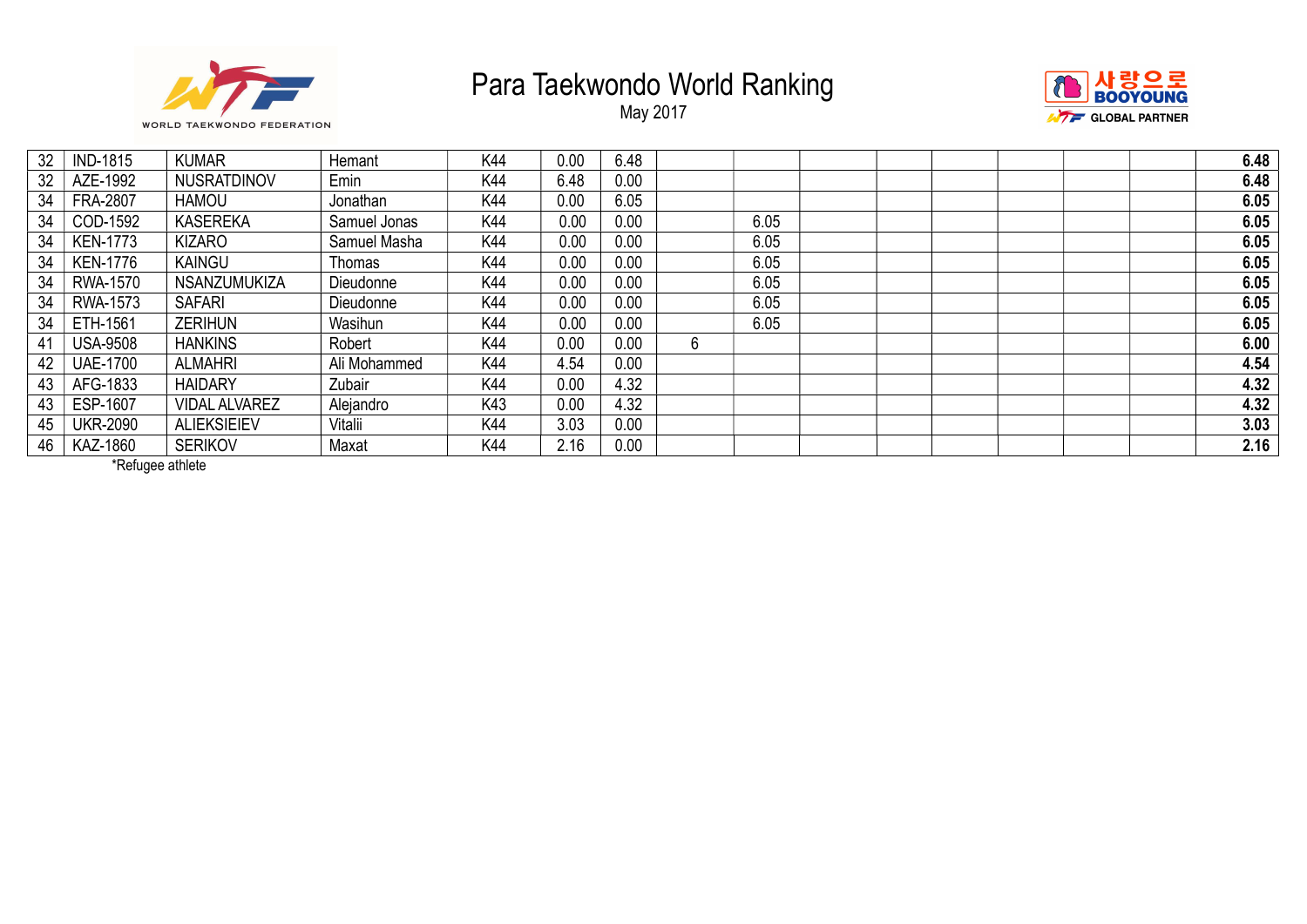# Para Taekwondo World Ranking

May 2017

| | | | | | | | | | | | | | | | |
|---|---|---|---|---|---|---|---|---|---|---|---|---|---|---|---|
| 32 | IND-1815 | KUMAR | Hemant | K44 | 0.00 | 6.48 | | | | | | | | | **6.48** |
| 32 | AZE-1992 | NUSRATDINOV | Emin | K44 | 6.48 | 0.00 | | | | | | | | | **6.48** |
| 34 | FRA-2807 | HAMOU | Jonathan | K44 | 0.00 | 6.05 | | | | | | | | | **6.05** |
| 34 | COD-1592 | KASEREKA | Samuel Jonas | K44 | 0.00 | 0.00 | | 6.05 | | | | | | | **6.05** |
| 34 | KEN-1773 | KIZARO | Samuel Masha | K44 | 0.00 | 0.00 | | 6.05 | | | | | | | **6.05** |
| 34 | KEN-1776 | KAINGU | Thomas | K44 | 0.00 | 0.00 | | 6.05 | | | | | | | **6.05** |
| 34 | RWA-1570 | NSANZUMUKIZA | Dieudonne | K44 | 0.00 | 0.00 | | 6.05 | | | | | | | **6.05** |
| 34 | RWA-1573 | SAFARI | Dieudonne | K44 | 0.00 | 0.00 | | 6.05 | | | | | | | **6.05** |
| 34 | ETH-1561 | ZERIHUN | Wasihun | K44 | 0.00 | 0.00 | | 6.05 | | | | | | | **6.05** |
| 41 | USA-9508 | HANKINS | Robert | K44 | 0.00 | 0.00 | 6 | | | | | | | | **6.00** |
| 42 | UAE-1700 | ALMAHRI | Ali Mohammed | K44 | 4.54 | 0.00 | | | | | | | | | **4.54** |
| 43 | AFG-1833 | HAIDARY | Zubair | K44 | 0.00 | 4.32 | | | | | | | | | **4.32** |
| 43 | ESP-1607 | VIDAL ALVAREZ | Alejandro | K43 | 0.00 | 4.32 | | | | | | | | | **4.32** |
| 45 | UKR-2090 | ALIEKSIEIEV | Vitalii | K44 | 3.03 | 0.00 | | | | | | | | | **3.03** |
| 46 | KAZ-1860 | SERIKOV | Maxat | K44 | 2.16 | 0.00 | | | | | | | | | **2.16** |

*Refugee athlete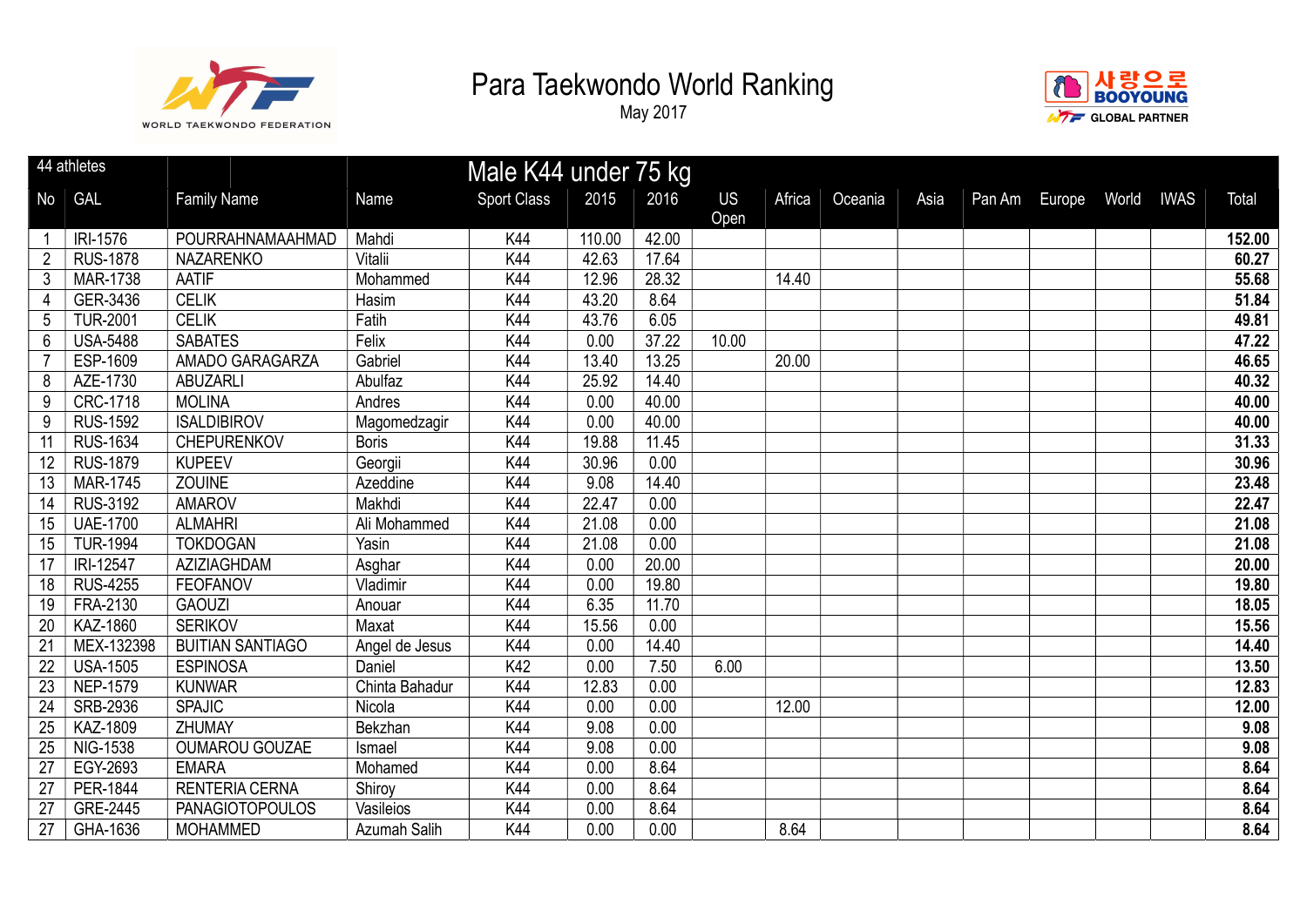# Para Taekwondo World Ranking

May 2017

| 44 athletes | | | Male K44 under 75 kg | | | | | | | | | | | | | |
|---|---|---|---|---|---|---|---|---|---|---|---|---|---|---|---|---|
| No | GAL | Family Name | Name | Sport Class | 2015 | 2016 | US Open | Africa | Oceania | Asia | Pan Am | Europe | World | IWAS | Total |
| 1 | IRI-1576 | POURRAHNAMAAHMAD | Mahdi | K44 | 110.00 | 42.00 | | | | | | | | | **152.00** |
| 2 | RUS-1878 | NAZARENKO | Vitalii | K44 | 42.63 | 17.64 | | | | | | | | | **60.27** |
| 3 | MAR-1738 | AATIF | Mohammed | K44 | 12.96 | 28.32 | | 14.40 | | | | | | | **55.68** |
| 4 | GER-3436 | CELIK | Hasim | K44 | 43.20 | 8.64 | | | | | | | | | **51.84** |
| 5 | TUR-2001 | CELIK | Fatih | K44 | 43.76 | 6.05 | | | | | | | | | **49.81** |
| 6 | USA-5488 | SABATES | Felix | K44 | 0.00 | 37.22 | 10.00 | | | | | | | | **47.22** |
| 7 | ESP-1609 | AMADO GARAGARZA | Gabriel | K44 | 13.40 | 13.25 | | 20.00 | | | | | | | **46.65** |
| 8 | AZE-1730 | ABUZARLI | Abulfaz | K44 | 25.92 | 14.40 | | | | | | | | | **40.32** |
| 9 | CRC-1718 | MOLINA | Andres | K44 | 0.00 | 40.00 | | | | | | | | | **40.00** |
| 9 | RUS-1592 | ISALDIBIROV | Magomedzagir | K44 | 0.00 | 40.00 | | | | | | | | | **40.00** |
| 11 | RUS-1634 | CHEPURENKOV | Boris | K44 | 19.88 | 11.45 | | | | | | | | | **31.33** |
| 12 | RUS-1879 | KUPEEV | Georgii | K44 | 30.96 | 0.00 | | | | | | | | | **30.96** |
| 13 | MAR-1745 | ZOUINE | Azeddine | K44 | 9.08 | 14.40 | | | | | | | | | **23.48** |
| 14 | RUS-3192 | AMAROV | Makhdi | K44 | 22.47 | 0.00 | | | | | | | | | **22.47** |
| 15 | UAE-1700 | ALMAHRI | Ali Mohammed | K44 | 21.08 | 0.00 | | | | | | | | | **21.08** |
| 15 | TUR-1994 | TOKDOGAN | Yasin | K44 | 21.08 | 0.00 | | | | | | | | | **21.08** |
| 17 | IRI-12547 | AZIZIAGHDAM | Asghar | K44 | 0.00 | 20.00 | | | | | | | | | **20.00** |
| 18 | RUS-4255 | FEOFANOV | Vladimir | K44 | 0.00 | 19.80 | | | | | | | | | **19.80** |
| 19 | FRA-2130 | GAOUZI | Anouar | K44 | 6.35 | 11.70 | | | | | | | | | **18.05** |
| 20 | KAZ-1860 | SERIKOV | Maxat | K44 | 15.56 | 0.00 | | | | | | | | | **15.56** |
| 21 | MEX-132398 | BUITIAN SANTIAGO | Angel de Jesus | K44 | 0.00 | 14.40 | | | | | | | | | **14.40** |
| 22 | USA-1505 | ESPINOSA | Daniel | K42 | 0.00 | 7.50 | 6.00 | | | | | | | | **13.50** |
| 23 | NEP-1579 | KUNWAR | Chinta Bahadur | K44 | 12.83 | 0.00 | | | | | | | | | **12.83** |
| 24 | SRB-2936 | SPAJIC | Nicola | K44 | 0.00 | 0.00 | | 12.00 | | | | | | | **12.00** |
| 25 | KAZ-1809 | ZHUMAY | Bekzhan | K44 | 9.08 | 0.00 | | | | | | | | | **9.08** |
| 25 | NIG-1538 | OUMAROU GOUZAE | Ismael | K44 | 9.08 | 0.00 | | | | | | | | | **9.08** |
| 27 | EGY-2693 | EMARA | Mohamed | K44 | 0.00 | 8.64 | | | | | | | | | **8.64** |
| 27 | PER-1844 | RENTERIA CERNA | Shiroy | K44 | 0.00 | 8.64 | | | | | | | | | **8.64** |
| 27 | GRE-2445 | PANAGIOTOPOULOS | Vasileios | K44 | 0.00 | 8.64 | | | | | | | | | **8.64** |
| 27 | GHA-1636 | MOHAMMED | Azumah Salih | K44 | 0.00 | 0.00 | | 8.64 | | | | | | | **8.64** |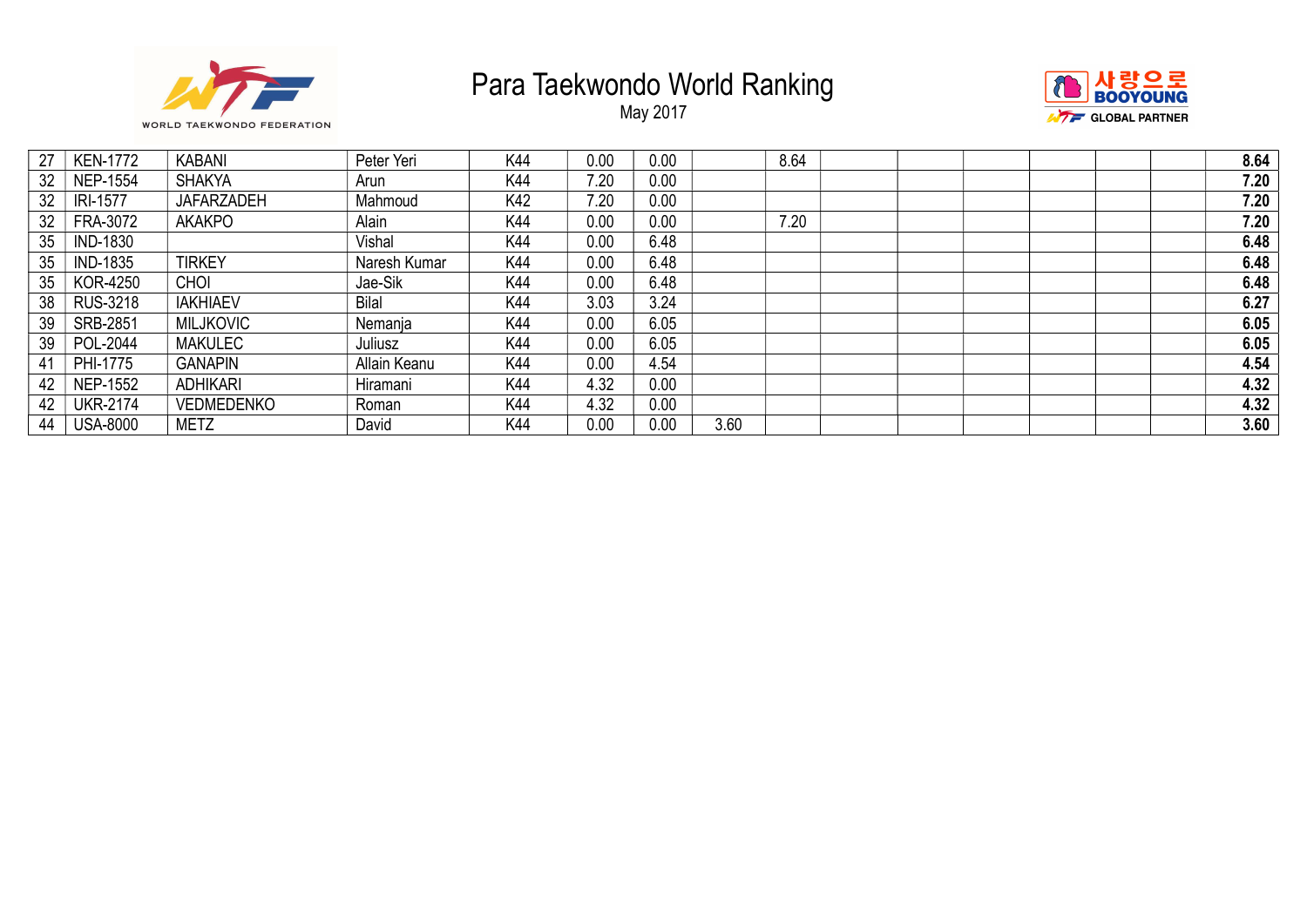| | | | | | | | | | | | | | | | |
|---|---|---|---|---|---|---|---|---|---|---|---|---|---|---|---|
| 27 | KEN-1772 | KABANI | Peter Yeri | K44 | 0.00 | 0.00 | | 8.64 | | | | | | | **8.64** |
| 32 | NEP-1554 | SHAKYA | Arun | K44 | 7.20 | 0.00 | | | | | | | | | **7.20** |
| 32 | IRI-1577 | JAFARZADEH | Mahmoud | K42 | 7.20 | 0.00 | | | | | | | | | **7.20** |
| 32 | FRA-3072 | AKAKPO | Alain | K44 | 0.00 | 0.00 | | 7.20 | | | | | | | **7.20** |
| 35 | IND-1830 | | Vishal | K44 | 0.00 | 6.48 | | | | | | | | | **6.48** |
| 35 | IND-1835 | TIRKEY | Naresh Kumar | K44 | 0.00 | 6.48 | | | | | | | | | **6.48** |
| 35 | KOR-4250 | CHOI | Jae-Sik | K44 | 0.00 | 6.48 | | | | | | | | | **6.48** |
| 38 | RUS-3218 | IAKHIAEV | Bilal | K44 | 3.03 | 3.24 | | | | | | | | | **6.27** |
| 39 | SRB-2851 | MILJKOVIC | Nemanja | K44 | 0.00 | 6.05 | | | | | | | | | **6.05** |
| 39 | POL-2044 | MAKULEC | Juliusz | K44 | 0.00 | 6.05 | | | | | | | | | **6.05** |
| 41 | PHI-1775 | GANAPIN | Allain Keanu | K44 | 0.00 | 4.54 | | | | | | | | | **4.54** |
| 42 | NEP-1552 | ADHIKARI | Hiramani | K44 | 4.32 | 0.00 | | | | | | | | | **4.32** |
| 42 | UKR-2174 | VEDMEDENKO | Roman | K44 | 4.32 | 0.00 | | | | | | | | | **4.32** |
| 44 | USA-8000 | METZ | David | K44 | 0.00 | 0.00 | 3.60 | | | | | | | | **3.60** |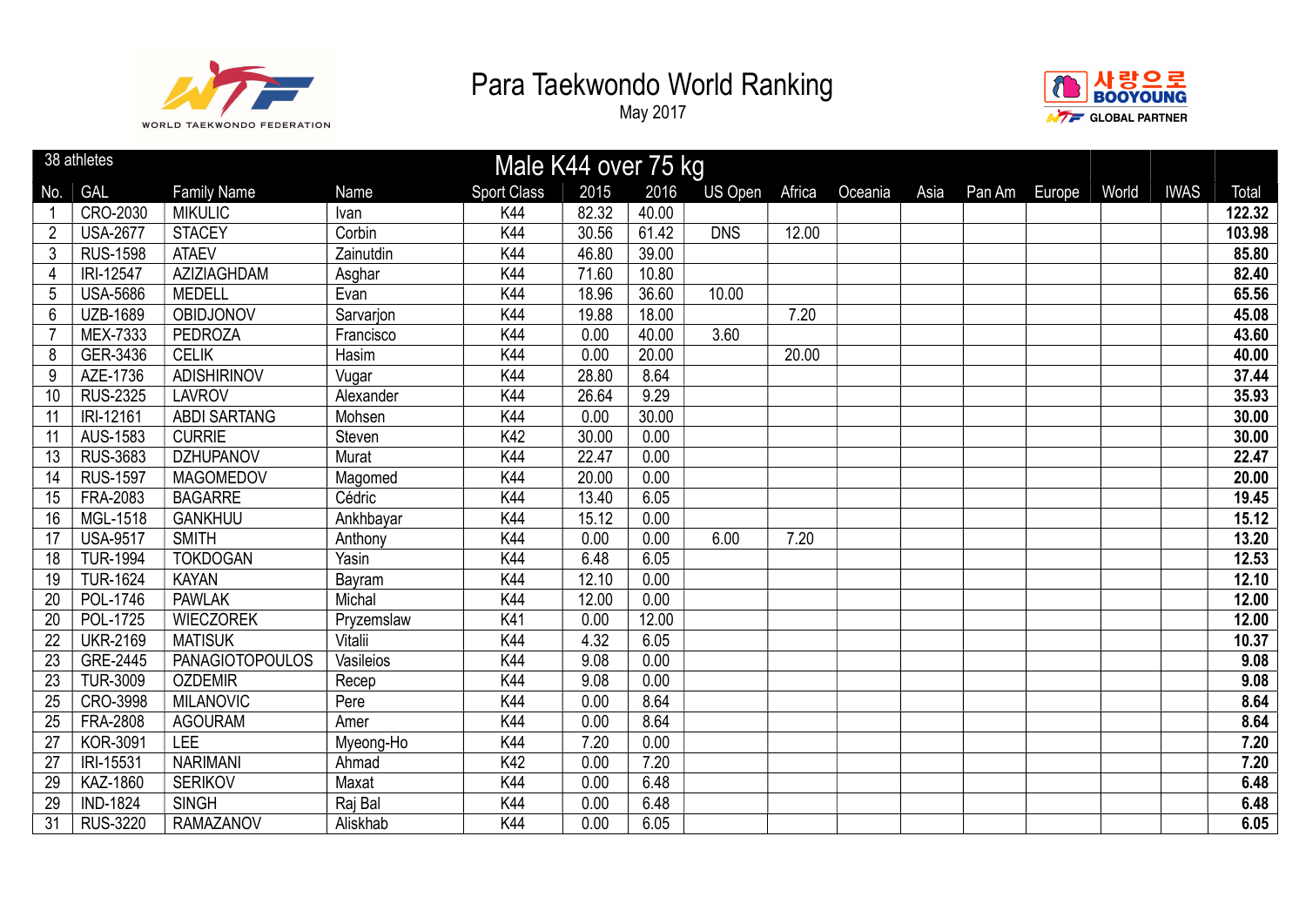# Para Taekwondo World Ranking

May 2017

38 athletes

## Male K44 over 75 kg

| No. | GAL | Family Name | Name | Sport Class | 2015 | 2016 | US Open | Africa | Oceania | Asia | Pan Am | Europe | World | IWAS | Total |
|---|---|---|---|---|---|---|---|---|---|---|---|---|---|---|---|
| 1 | CRO-2030 | MIKULIC | Ivan | K44 | 82.32 | 40.00 | | | | | | | | | **122.32** |
| 2 | USA-2677 | STACEY | Corbin | K44 | 30.56 | 61.42 | DNS | 12.00 | | | | | | | **103.98** |
| 3 | RUS-1598 | ATAEV | Zainutdin | K44 | 46.80 | 39.00 | | | | | | | | | **85.80** |
| 4 | IRI-12547 | AZIZIAGHDAM | Asghar | K44 | 71.60 | 10.80 | | | | | | | | | **82.40** |
| 5 | USA-5686 | MEDELL | Evan | K44 | 18.96 | 36.60 | 10.00 | | | | | | | | **65.56** |
| 6 | UZB-1689 | OBIDJONOV | Sarvarjon | K44 | 19.88 | 18.00 | | 7.20 | | | | | | | **45.08** |
| 7 | MEX-7333 | PEDROZA | Francisco | K44 | 0.00 | 40.00 | 3.60 | | | | | | | | **43.60** |
| 8 | GER-3436 | CELIK | Hasim | K44 | 0.00 | 20.00 | | 20.00 | | | | | | | **40.00** |
| 9 | AZE-1736 | ADISHIRINOV | Vugar | K44 | 28.80 | 8.64 | | | | | | | | | **37.44** |
| 10 | RUS-2325 | LAVROV | Alexander | K44 | 26.64 | 9.29 | | | | | | | | | **35.93** |
| 11 | IRI-12161 | ABDI SARTANG | Mohsen | K44 | 0.00 | 30.00 | | | | | | | | | **30.00** |
| 11 | AUS-1583 | CURRIE | Steven | K42 | 30.00 | 0.00 | | | | | | | | | **30.00** |
| 13 | RUS-3683 | DZHUPANOV | Murat | K44 | 22.47 | 0.00 | | | | | | | | | **22.47** |
| 14 | RUS-1597 | MAGOMEDOV | Magomed | K44 | 20.00 | 0.00 | | | | | | | | | **20.00** |
| 15 | FRA-2083 | BAGARRE | Cédric | K44 | 13.40 | 6.05 | | | | | | | | | **19.45** |
| 16 | MGL-1518 | GANKHUU | Ankhbayar | K44 | 15.12 | 0.00 | | | | | | | | | **15.12** |
| 17 | USA-9517 | SMITH | Anthony | K44 | 0.00 | 0.00 | 6.00 | 7.20 | | | | | | | **13.20** |
| 18 | TUR-1994 | TOKDOGAN | Yasin | K44 | 6.48 | 6.05 | | | | | | | | | **12.53** |
| 19 | TUR-1624 | KAYAN | Bayram | K44 | 12.10 | 0.00 | | | | | | | | | **12.10** |
| 20 | POL-1746 | PAWLAK | Michal | K44 | 12.00 | 0.00 | | | | | | | | | **12.00** |
| 20 | POL-1725 | WIECZOREK | Pryzemslaw | K41 | 0.00 | 12.00 | | | | | | | | | **12.00** |
| 22 | UKR-2169 | MATISUK | Vitalii | K44 | 4.32 | 6.05 | | | | | | | | | **10.37** |
| 23 | GRE-2445 | PANAGIOTOPOULOS | Vasileios | K44 | 9.08 | 0.00 | | | | | | | | | **9.08** |
| 23 | TUR-3009 | OZDEMIR | Recep | K44 | 9.08 | 0.00 | | | | | | | | | **9.08** |
| 25 | CRO-3998 | MILANOVIC | Pere | K44 | 0.00 | 8.64 | | | | | | | | | **8.64** |
| 25 | FRA-2808 | AGOURAM | Amer | K44 | 0.00 | 8.64 | | | | | | | | | **8.64** |
| 27 | KOR-3091 | LEE | Myeong-Ho | K44 | 7.20 | 0.00 | | | | | | | | | **7.20** |
| 27 | IRI-15531 | NARIMANI | Ahmad | K42 | 0.00 | 7.20 | | | | | | | | | **7.20** |
| 29 | KAZ-1860 | SERIKOV | Maxat | K44 | 0.00 | 6.48 | | | | | | | | | **6.48** |
| 29 | IND-1824 | SINGH | Raj Bal | K44 | 0.00 | 6.48 | | | | | | | | | **6.48** |
| 31 | RUS-3220 | RAMAZANOV | Aliskhab | K44 | 0.00 | 6.05 | | | | | | | | | **6.05** |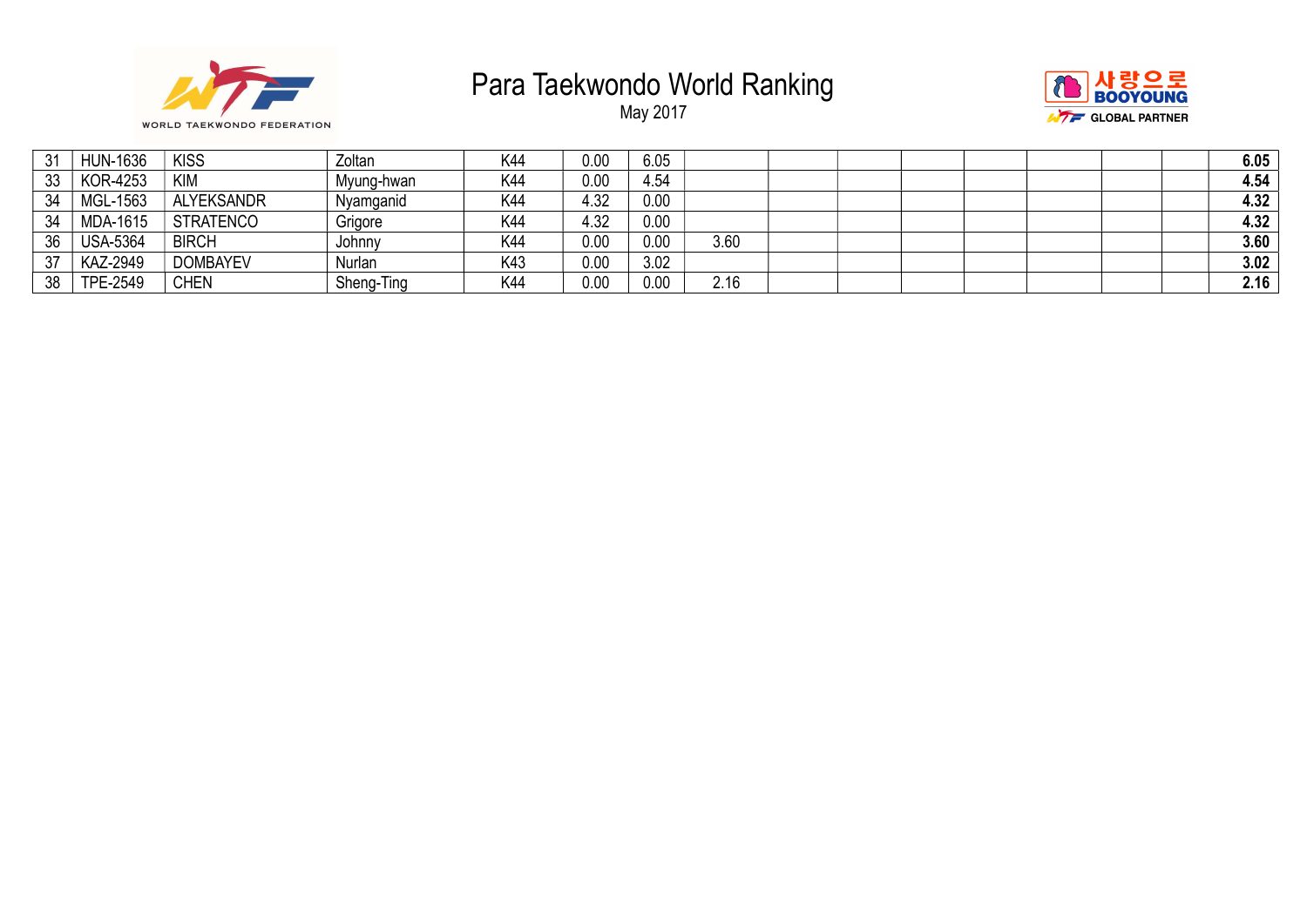| | | | | | | | | | | | | | | | |
|---|---|---|---|---|---|---|---|---|---|---|---|---|---|---|---|
| 31 | HUN-1636 | KISS | Zoltan | K44 | 0.00 | 6.05 | | | | | | | | | **6.05** |
| 33 | KOR-4253 | KIM | Myung-hwan | K44 | 0.00 | 4.54 | | | | | | | | | **4.54** |
| 34 | MGL-1563 | ALYEKSANDR | Nyamganid | K44 | 4.32 | 0.00 | | | | | | | | | **4.32** |
| 34 | MDA-1615 | STRATENCO | Grigore | K44 | 4.32 | 0.00 | | | | | | | | | **4.32** |
| 36 | USA-5364 | BIRCH | Johnny | K44 | 0.00 | 0.00 | 3.60 | | | | | | | | **3.60** |
| 37 | KAZ-2949 | DOMBAYEV | Nurlan | K43 | 0.00 | 3.02 | | | | | | | | | **3.02** |
| 38 | TPE-2549 | CHEN | Sheng-Ting | K44 | 0.00 | 0.00 | 2.16 | | | | | | | | **2.16** |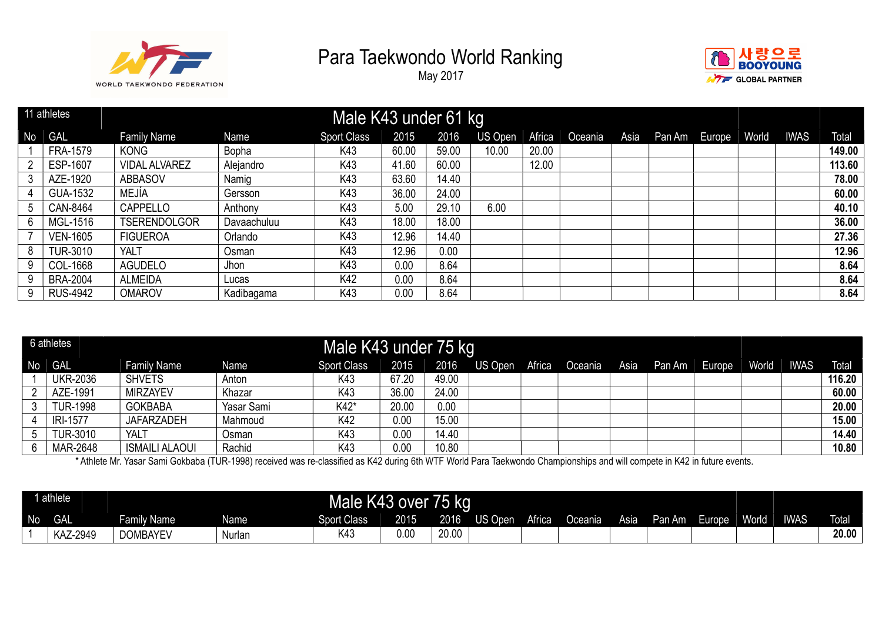# Para Taekwondo World Ranking

May 2017

## Male K43 under 61 kg

11 athletes

| No | GAL | Family Name | Name | Sport Class | 2015 | 2016 | US Open | Africa | Oceania | Asia | Pan Am | Europe | World | IWAS | Total |
|---|---|---|---|---|---|---|---|---|---|---|---|---|---|---|---|
| 1 | FRA-1579 | KONG | Bopha | K43 | 60.00 | 59.00 | 10.00 | 20.00 | | | | | | | **149.00** |
| 2 | ESP-1607 | VIDAL ALVAREZ | Alejandro | K43 | 41.60 | 60.00 | | 12.00 | | | | | | | **113.60** |
| 3 | AZE-1920 | ABBASOV | Namig | K43 | 63.60 | 14.40 | | | | | | | | | **78.00** |
| 4 | GUA-1532 | MEJÍA | Gersson | K43 | 36.00 | 24.00 | | | | | | | | | **60.00** |
| 5 | CAN-8464 | CAPPELLO | Anthony | K43 | 5.00 | 29.10 | 6.00 | | | | | | | | **40.10** |
| 6 | MGL-1516 | TSERENDOLGOR | Davaachuluu | K43 | 18.00 | 18.00 | | | | | | | | | **36.00** |
| 7 | VEN-1605 | FIGUEROA | Orlando | K43 | 12.96 | 14.40 | | | | | | | | | **27.36** |
| 8 | TUR-3010 | YALT | Osman | K43 | 12.96 | 0.00 | | | | | | | | | **12.96** |
| 9 | COL-1668 | AGUDELO | Jhon | K43 | 0.00 | 8.64 | | | | | | | | | **8.64** |
| 9 | BRA-2004 | ALMEIDA | Lucas | K42 | 0.00 | 8.64 | | | | | | | | | **8.64** |
| 9 | RUS-4942 | OMAROV | Kadibagama | K43 | 0.00 | 8.64 | | | | | | | | | **8.64** |

## Male K43 under 75 kg

6 athletes

| No | GAL | Family Name | Name | Sport Class | 2015 | 2016 | US Open | Africa | Oceania | Asia | Pan Am | Europe | World | IWAS | Total |
|---|---|---|---|---|---|---|---|---|---|---|---|---|---|---|---|
| 1 | UKR-2036 | SHVETS | Anton | K43 | 67.20 | 49.00 | | | | | | | | | **116.20** |
| 2 | AZE-1991 | MIRZAYEV | Khazar | K43 | 36.00 | 24.00 | | | | | | | | | **60.00** |
| 3 | TUR-1998 | GOKBABA | Yasar Sami | K42* | 20.00 | 0.00 | | | | | | | | | **20.00** |
| 4 | IRI-1577 | JAFARZADEH | Mahmoud | K42 | 0.00 | 15.00 | | | | | | | | | **15.00** |
| 5 | TUR-3010 | YALT | Osman | K43 | 0.00 | 14.40 | | | | | | | | | **14.40** |
| 6 | MAR-2648 | ISMAILI ALAOUI | Rachid | K43 | 0.00 | 10.80 | | | | | | | | | **10.80** |

* Athlete Mr. Yasar Sami Gokbaba (TUR-1998) received was re-classified as K42 during 6th WTF World Para Taekwondo Championships and will compete in K42 in future events.

## Male K43 over 75 kg

1 athlete

| No | GAL | Family Name | Name | Sport Class | 2015 | 2016 | US Open | Africa | Oceania | Asia | Pan Am | Europe | World | IWAS | Total |
|---|---|---|---|---|---|---|---|---|---|---|---|---|---|---|---|
| 1 | KAZ-2949 | DOMBAYEV | Nurlan | K43 | 0.00 | 20.00 | | | | | | | | | **20.00** |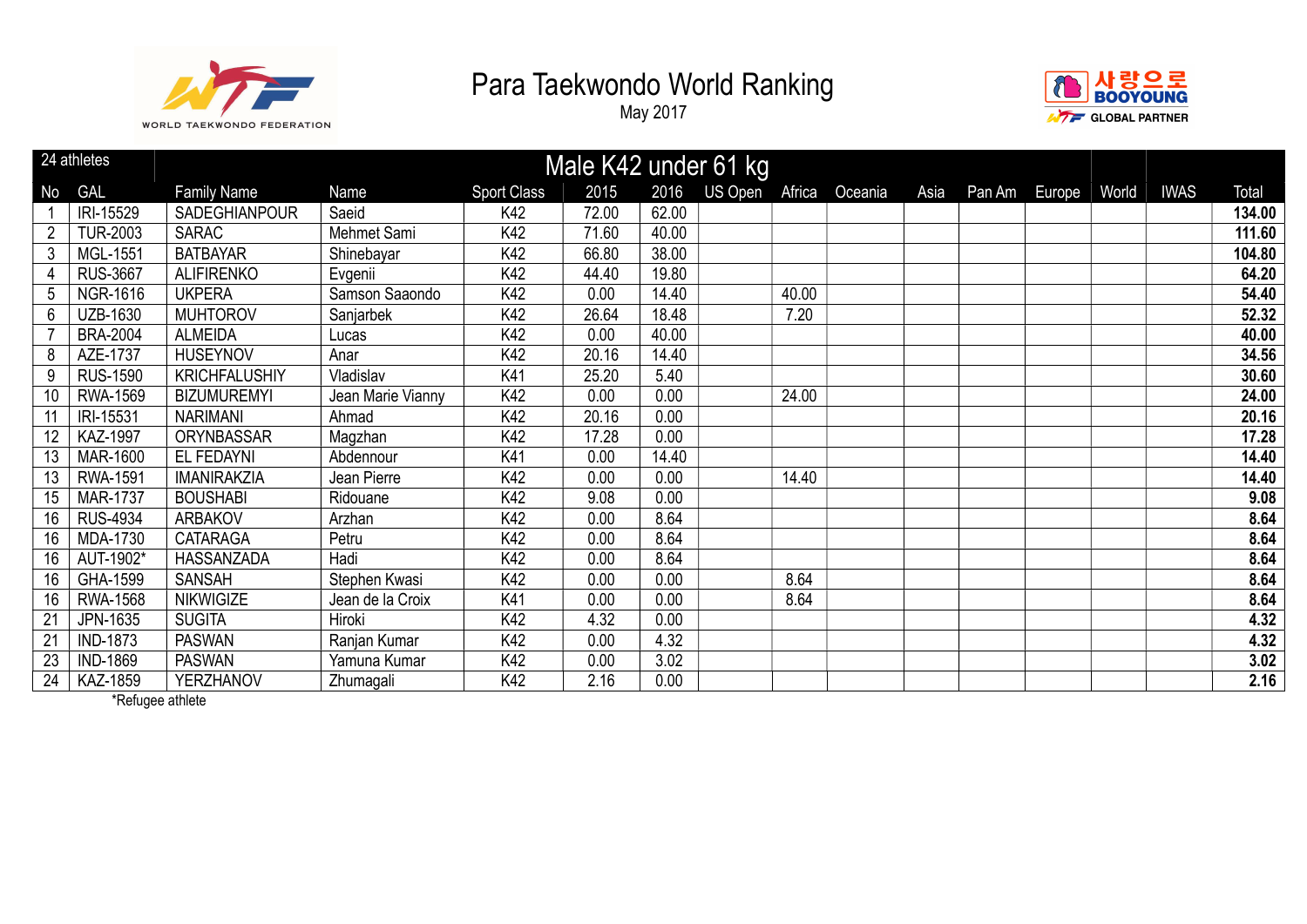# Para Taekwondo World Ranking

May 2017

| 24 athletes | | Male K42 under 61 kg | | | | | | | | | | | | | | |
|---|---|---|---|---|---|---|---|---|---|---|---|---|---|---|---|---|
| No | GAL | Family Name | Name | Sport Class | 2015 | 2016 | US Open | Africa | Oceania | Asia | Pan Am | Europe | World | IWAS | Total |
| 1 | IRI-15529 | SADEGHIANPOUR | Saeid | K42 | 72.00 | 62.00 | | | | | | | | | **134.00** |
| 2 | TUR-2003 | SARAC | Mehmet Sami | K42 | 71.60 | 40.00 | | | | | | | | | **111.60** |
| 3 | MGL-1551 | BATBAYAR | Shinebayar | K42 | 66.80 | 38.00 | | | | | | | | | **104.80** |
| 4 | RUS-3667 | ALIFIRENKO | Evgenii | K42 | 44.40 | 19.80 | | | | | | | | | **64.20** |
| 5 | NGR-1616 | UKPERA | Samson Saaondo | K42 | 0.00 | 14.40 | | 40.00 | | | | | | | **54.40** |
| 6 | UZB-1630 | MUHTOROV | Sanjarbek | K42 | 26.64 | 18.48 | | 7.20 | | | | | | | **52.32** |
| 7 | BRA-2004 | ALMEIDA | Lucas | K42 | 0.00 | 40.00 | | | | | | | | | **40.00** |
| 8 | AZE-1737 | HUSEYNOV | Anar | K42 | 20.16 | 14.40 | | | | | | | | | **34.56** |
| 9 | RUS-1590 | KRICHFALUSHIY | Vladislav | K41 | 25.20 | 5.40 | | | | | | | | | **30.60** |
| 10 | RWA-1569 | BIZUMUREMYI | Jean Marie Vianny | K42 | 0.00 | 0.00 | | 24.00 | | | | | | | **24.00** |
| 11 | IRI-15531 | NARIMANI | Ahmad | K42 | 20.16 | 0.00 | | | | | | | | | **20.16** |
| 12 | KAZ-1997 | ORYNBASSAR | Magzhan | K42 | 17.28 | 0.00 | | | | | | | | | **17.28** |
| 13 | MAR-1600 | EL FEDAYNI | Abdennour | K41 | 0.00 | 14.40 | | | | | | | | | **14.40** |
| 13 | RWA-1591 | IMANIRAKZIA | Jean Pierre | K42 | 0.00 | 0.00 | | 14.40 | | | | | | | **14.40** |
| 15 | MAR-1737 | BOUSHABI | Ridouane | K42 | 9.08 | 0.00 | | | | | | | | | **9.08** |
| 16 | RUS-4934 | ARBAKOV | Arzhan | K42 | 0.00 | 8.64 | | | | | | | | | **8.64** |
| 16 | MDA-1730 | CATARAGA | Petru | K42 | 0.00 | 8.64 | | | | | | | | | **8.64** |
| 16 | AUT-1902* | HASSANZADA | Hadi | K42 | 0.00 | 8.64 | | | | | | | | | **8.64** |
| 16 | GHA-1599 | SANSAH | Stephen Kwasi | K42 | 0.00 | 0.00 | | 8.64 | | | | | | | **8.64** |
| 16 | RWA-1568 | NIKWIGIZE | Jean de la Croix | K41 | 0.00 | 0.00 | | 8.64 | | | | | | | **8.64** |
| 21 | JPN-1635 | SUGITA | Hiroki | K42 | 4.32 | 0.00 | | | | | | | | | **4.32** |
| 21 | IND-1873 | PASWAN | Ranjan Kumar | K42 | 0.00 | 4.32 | | | | | | | | | **4.32** |
| 23 | IND-1869 | PASWAN | Yamuna Kumar | K42 | 0.00 | 3.02 | | | | | | | | | **3.02** |
| 24 | KAZ-1859 | YERZHANOV | Zhumagali | K42 | 2.16 | 0.00 | | | | | | | | | **2.16** |

*Refugee athlete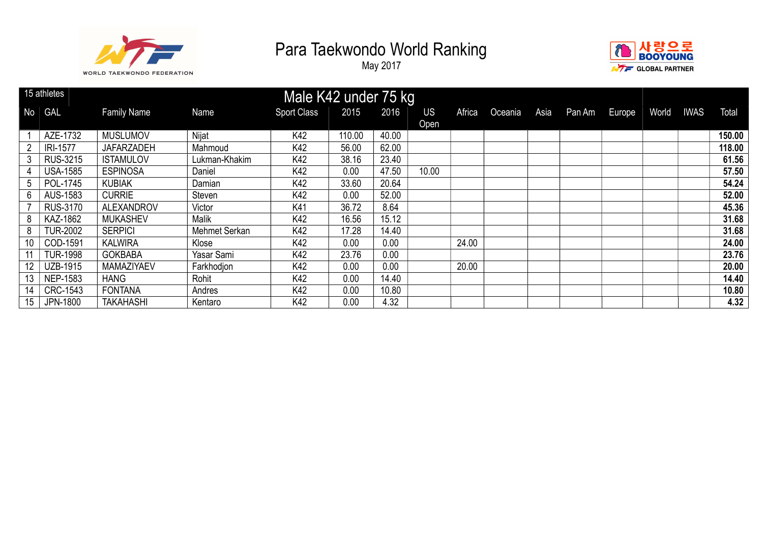# Para Taekwondo World Ranking

May 2017

## Male K42 under 75 kg

15 athletes

| No | GAL | Family Name | Name | Sport Class | 2015 | 2016 | US Open | Africa | Oceania | Asia | Pan Am | Europe | World | IWAS | Total |
|---|---|---|---|---|---|---|---|---|---|---|---|---|---|---|---|
| 1 | AZE-1732 | MUSLUMOV | Nijat | K42 | 110.00 | 40.00 | | | | | | | | | **150.00** |
| 2 | IRI-1577 | JAFARZADEH | Mahmoud | K42 | 56.00 | 62.00 | | | | | | | | | **118.00** |
| 3 | RUS-3215 | ISTAMULOV | Lukman-Khakim | K42 | 38.16 | 23.40 | | | | | | | | | **61.56** |
| 4 | USA-1585 | ESPINOSA | Daniel | K42 | 0.00 | 47.50 | 10.00 | | | | | | | | **57.50** |
| 5 | POL-1745 | KUBIAK | Damian | K42 | 33.60 | 20.64 | | | | | | | | | **54.24** |
| 6 | AUS-1583 | CURRIE | Steven | K42 | 0.00 | 52.00 | | | | | | | | | **52.00** |
| 7 | RUS-3170 | ALEXANDROV | Victor | K41 | 36.72 | 8.64 | | | | | | | | | **45.36** |
| 8 | KAZ-1862 | MUKASHEV | Malik | K42 | 16.56 | 15.12 | | | | | | | | | **31.68** |
| 8 | TUR-2002 | SERPICI | Mehmet Serkan | K42 | 17.28 | 14.40 | | | | | | | | | **31.68** |
| 10 | COD-1591 | KALWIRA | Klose | K42 | 0.00 | 0.00 | | 24.00 | | | | | | | **24.00** |
| 11 | TUR-1998 | GOKBABA | Yasar Sami | K42 | 23.76 | 0.00 | | | | | | | | | **23.76** |
| 12 | UZB-1915 | MAMAZIYAEV | Farkhodjon | K42 | 0.00 | 0.00 | | 20.00 | | | | | | | **20.00** |
| 13 | NEP-1583 | HANG | Rohit | K42 | 0.00 | 14.40 | | | | | | | | | **14.40** |
| 14 | CRC-1543 | FONTANA | Andres | K42 | 0.00 | 10.80 | | | | | | | | | **10.80** |
| 15 | JPN-1800 | TAKAHASHI | Kentaro | K42 | 0.00 | 4.32 | | | | | | | | | **4.32** |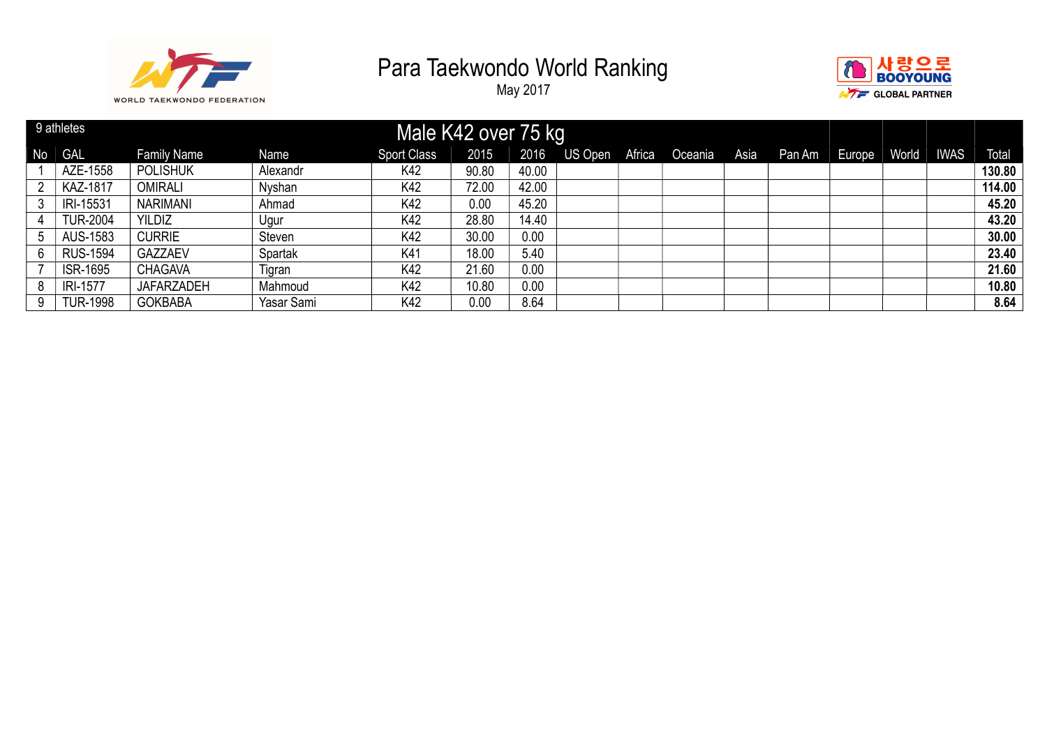# Para Taekwondo World Ranking

May 2017

WORLD TAEKWONDO FEDERATION

사랑으로 BOOYOUNG WTF GLOBAL PARTNER

9 athletes

## Male K42 over 75 kg

| No | GAL | Family Name | Name | Sport Class | 2015 | 2016 | US Open | Africa | Oceania | Asia | Pan Am | Europe | World | IWAS | Total |
|---|---|---|---|---|---|---|---|---|---|---|---|---|---|---|---|
| 1 | AZE-1558 | POLISHUK | Alexandr | K42 | 90.80 | 40.00 | | | | | | | | | **130.80** |
| 2 | KAZ-1817 | OMIRALI | Nyshan | K42 | 72.00 | 42.00 | | | | | | | | | **114.00** |
| 3 | IRI-15531 | NARIMANI | Ahmad | K42 | 0.00 | 45.20 | | | | | | | | | **45.20** |
| 4 | TUR-2004 | YILDIZ | Ugur | K42 | 28.80 | 14.40 | | | | | | | | | **43.20** |
| 5 | AUS-1583 | CURRIE | Steven | K42 | 30.00 | 0.00 | | | | | | | | | **30.00** |
| 6 | RUS-1594 | GAZZAEV | Spartak | K41 | 18.00 | 5.40 | | | | | | | | | **23.40** |
| 7 | ISR-1695 | CHAGAVA | Tigran | K42 | 21.60 | 0.00 | | | | | | | | | **21.60** |
| 8 | IRI-1577 | JAFARZADEH | Mahmoud | K42 | 10.80 | 0.00 | | | | | | | | | **10.80** |
| 9 | TUR-1998 | GOKBABA | Yasar Sami | K42 | 0.00 | 8.64 | | | | | | | | | **8.64** |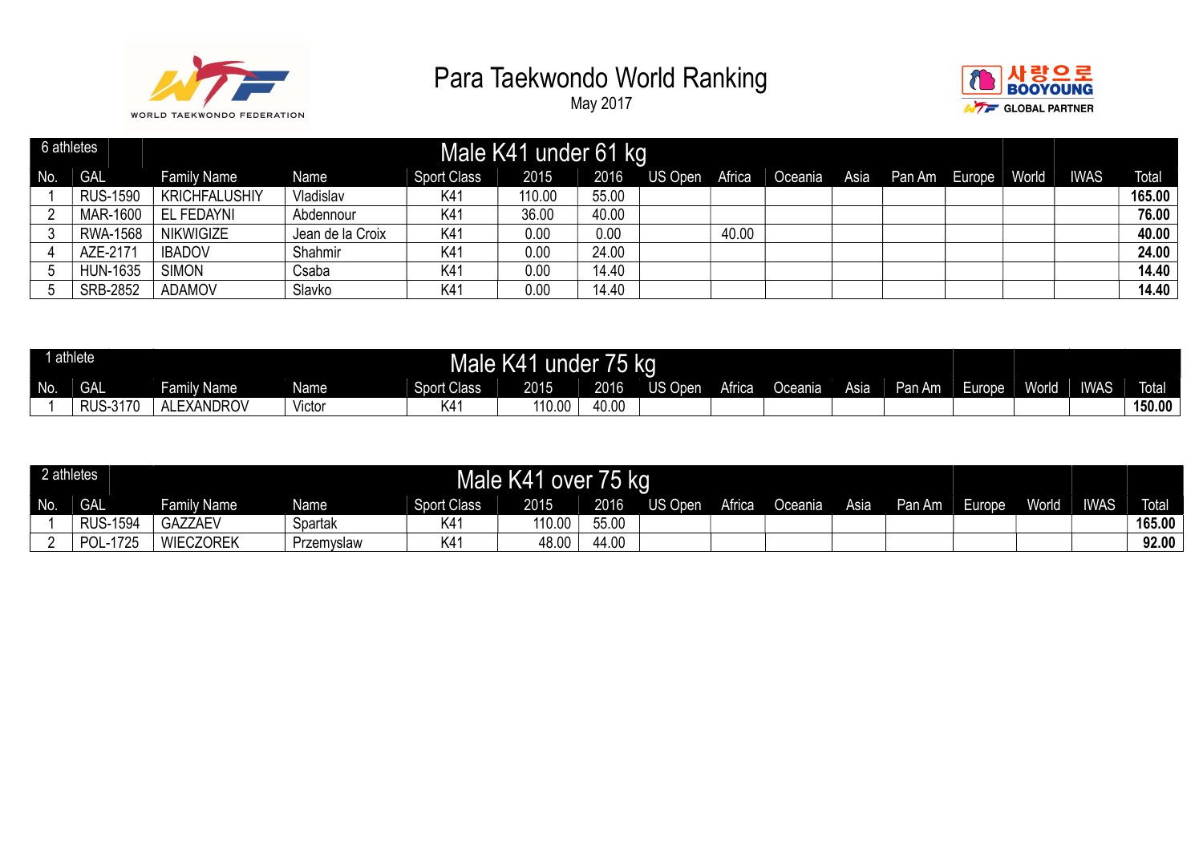# Para Taekwondo World Ranking

May 2017

## Male K41 under 61 kg

6 athletes

| No. | GAL | Family Name | Name | Sport Class | 2015 | 2016 | US Open | Africa | Oceania | Asia | Pan Am | Europe | World | IWAS | Total |
|---|---|---|---|---|---|---|---|---|---|---|---|---|---|---|---|
| 1 | RUS-1590 | KRICHFALUSHIY | Vladislav | K41 | 110.00 | 55.00 | | | | | | | | | **165.00** |
| 2 | MAR-1600 | EL FEDAYNI | Abdennour | K41 | 36.00 | 40.00 | | | | | | | | | **76.00** |
| 3 | RWA-1568 | NIKWIGIZE | Jean de la Croix | K41 | 0.00 | 0.00 | | 40.00 | | | | | | | **40.00** |
| 4 | AZE-2171 | IBADOV | Shahmir | K41 | 0.00 | 24.00 | | | | | | | | | **24.00** |
| 5 | HUN-1635 | SIMON | Csaba | K41 | 0.00 | 14.40 | | | | | | | | | **14.40** |
| 5 | SRB-2852 | ADAMOV | Slavko | K41 | 0.00 | 14.40 | | | | | | | | | **14.40** |

## Male K41 under 75 kg

1 athlete

| No. | GAL | Family Name | Name | Sport Class | 2015 | 2016 | US Open | Africa | Oceania | Asia | Pan Am | Europe | World | IWAS | Total |
|---|---|---|---|---|---|---|---|---|---|---|---|---|---|---|---|
| 1 | RUS-3170 | ALEXANDROV | Victor | K41 | 110.00 | 40.00 | | | | | | | | | **150.00** |

## Male K41 over 75 kg

2 athletes

| No. | GAL | Family Name | Name | Sport Class | 2015 | 2016 | US Open | Africa | Oceania | Asia | Pan Am | Europe | World | IWAS | Total |
|---|---|---|---|---|---|---|---|---|---|---|---|---|---|---|---|
| 1 | RUS-1594 | GAZZAEV | Spartak | K41 | 110.00 | 55.00 | | | | | | | | | **165.00** |
| 2 | POL-1725 | WIECZOREK | Przemyslaw | K41 | 48.00 | 44.00 | | | | | | | | | **92.00** |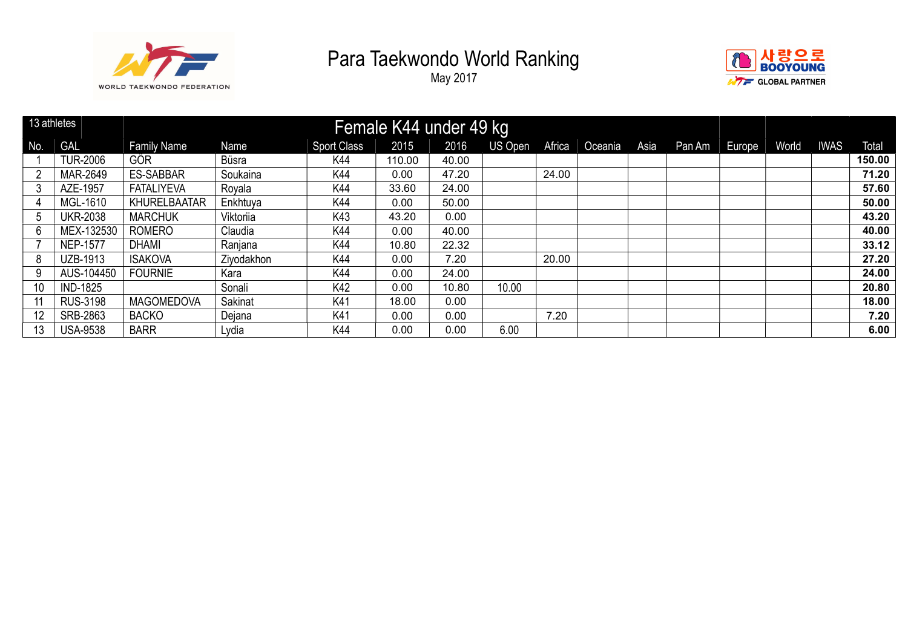# Para Taekwondo World Ranking

May 2017

| 13 athletes | | Female K44 under 49 kg | | | | | | | | | | | | | | |
|---|---|---|---|---|---|---|---|---|---|---|---|---|---|---|---|---|
| No. | GAL | Family Name | Name | Sport Class | 2015 | 2016 | US Open | Africa | Oceania | Asia | Pan Am | Europe | World | IWAS | Total |
| 1 | TUR-2006 | GÖR | Büsra | K44 | 110.00 | 40.00 | | | | | | | | | **150.00** |
| 2 | MAR-2649 | ES-SABBAR | Soukaina | K44 | 0.00 | 47.20 | | 24.00 | | | | | | | **71.20** |
| 3 | AZE-1957 | FATALIYEVA | Royala | K44 | 33.60 | 24.00 | | | | | | | | | **57.60** |
| 4 | MGL-1610 | KHURELBAATAR | Enkhtuya | K44 | 0.00 | 50.00 | | | | | | | | | **50.00** |
| 5 | UKR-2038 | MARCHUK | Viktoriia | K43 | 43.20 | 0.00 | | | | | | | | | **43.20** |
| 6 | MEX-132530 | ROMERO | Claudia | K44 | 0.00 | 40.00 | | | | | | | | | **40.00** |
| 7 | NEP-1577 | DHAMI | Ranjana | K44 | 10.80 | 22.32 | | | | | | | | | **33.12** |
| 8 | UZB-1913 | ISAKOVA | Ziyodakhon | K44 | 0.00 | 7.20 | | 20.00 | | | | | | | **27.20** |
| 9 | AUS-104450 | FOURNIE | Kara | K44 | 0.00 | 24.00 | | | | | | | | | **24.00** |
| 10 | IND-1825 | | Sonali | K42 | 0.00 | 10.80 | 10.00 | | | | | | | | **20.80** |
| 11 | RUS-3198 | MAGOMEDOVA | Sakinat | K41 | 18.00 | 0.00 | | | | | | | | | **18.00** |
| 12 | SRB-2863 | BACKO | Dejana | K41 | 0.00 | 0.00 | | 7.20 | | | | | | | **7.20** |
| 13 | USA-9538 | BARR | Lydia | K44 | 0.00 | 0.00 | 6.00 | | | | | | | | **6.00** |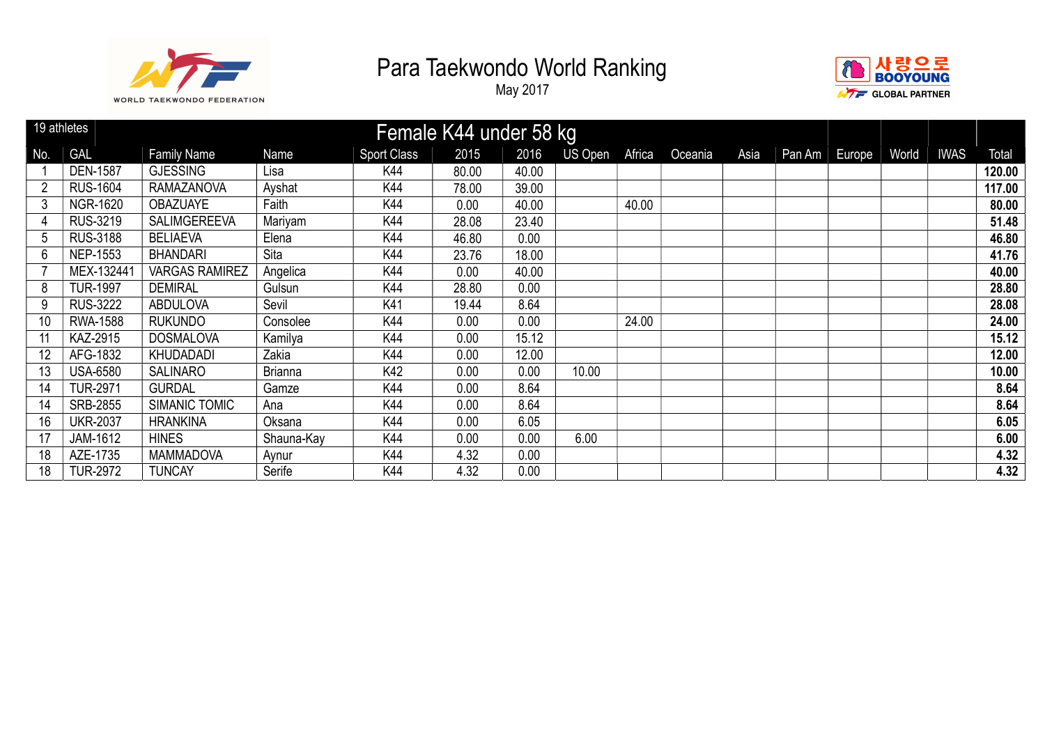# Para Taekwondo World Ranking

May 2017

## Female K44 under 58 kg

19 athletes

| No. | GAL | Family Name | Name | Sport Class | 2015 | 2016 | US Open | Africa | Oceania | Asia | Pan Am | Europe | World | IWAS | Total |
|---|---|---|---|---|---|---|---|---|---|---|---|---|---|---|---|
| 1 | DEN-1587 | GJESSING | Lisa | K44 | 80.00 | 40.00 | | | | | | | | | **120.00** |
| 2 | RUS-1604 | RAMAZANOVA | Ayshat | K44 | 78.00 | 39.00 | | | | | | | | | **117.00** |
| 3 | NGR-1620 | OBAZUAYE | Faith | K44 | 0.00 | 40.00 | | 40.00 | | | | | | | **80.00** |
| 4 | RUS-3219 | SALIMGEREEVA | Mariyam | K44 | 28.08 | 23.40 | | | | | | | | | **51.48** |
| 5 | RUS-3188 | BELIAEVA | Elena | K44 | 46.80 | 0.00 | | | | | | | | | **46.80** |
| 6 | NEP-1553 | BHANDARI | Sita | K44 | 23.76 | 18.00 | | | | | | | | | **41.76** |
| 7 | MEX-132441 | VARGAS RAMIREZ | Angelica | K44 | 0.00 | 40.00 | | | | | | | | | **40.00** |
| 8 | TUR-1997 | DEMIRAL | Gulsun | K44 | 28.80 | 0.00 | | | | | | | | | **28.80** |
| 9 | RUS-3222 | ABDULOVA | Sevil | K41 | 19.44 | 8.64 | | | | | | | | | **28.08** |
| 10 | RWA-1588 | RUKUNDO | Consolee | K44 | 0.00 | 0.00 | | 24.00 | | | | | | | **24.00** |
| 11 | KAZ-2915 | DOSMALOVA | Kamilya | K44 | 0.00 | 15.12 | | | | | | | | | **15.12** |
| 12 | AFG-1832 | KHUDADADI | Zakia | K44 | 0.00 | 12.00 | | | | | | | | | **12.00** |
| 13 | USA-6580 | SALINARO | Brianna | K42 | 0.00 | 0.00 | 10.00 | | | | | | | | **10.00** |
| 14 | TUR-2971 | GURDAL | Gamze | K44 | 0.00 | 8.64 | | | | | | | | | **8.64** |
| 14 | SRB-2855 | SIMANIC TOMIC | Ana | K44 | 0.00 | 8.64 | | | | | | | | | **8.64** |
| 16 | UKR-2037 | HRANKINA | Oksana | K44 | 0.00 | 6.05 | | | | | | | | | **6.05** |
| 17 | JAM-1612 | HINES | Shauna-Kay | K44 | 0.00 | 0.00 | 6.00 | | | | | | | | **6.00** |
| 18 | AZE-1735 | MAMMADOVA | Aynur | K44 | 4.32 | 0.00 | | | | | | | | | **4.32** |
| 18 | TUR-2972 | TUNCAY | Serife | K44 | 4.32 | 0.00 | | | | | | | | | **4.32** |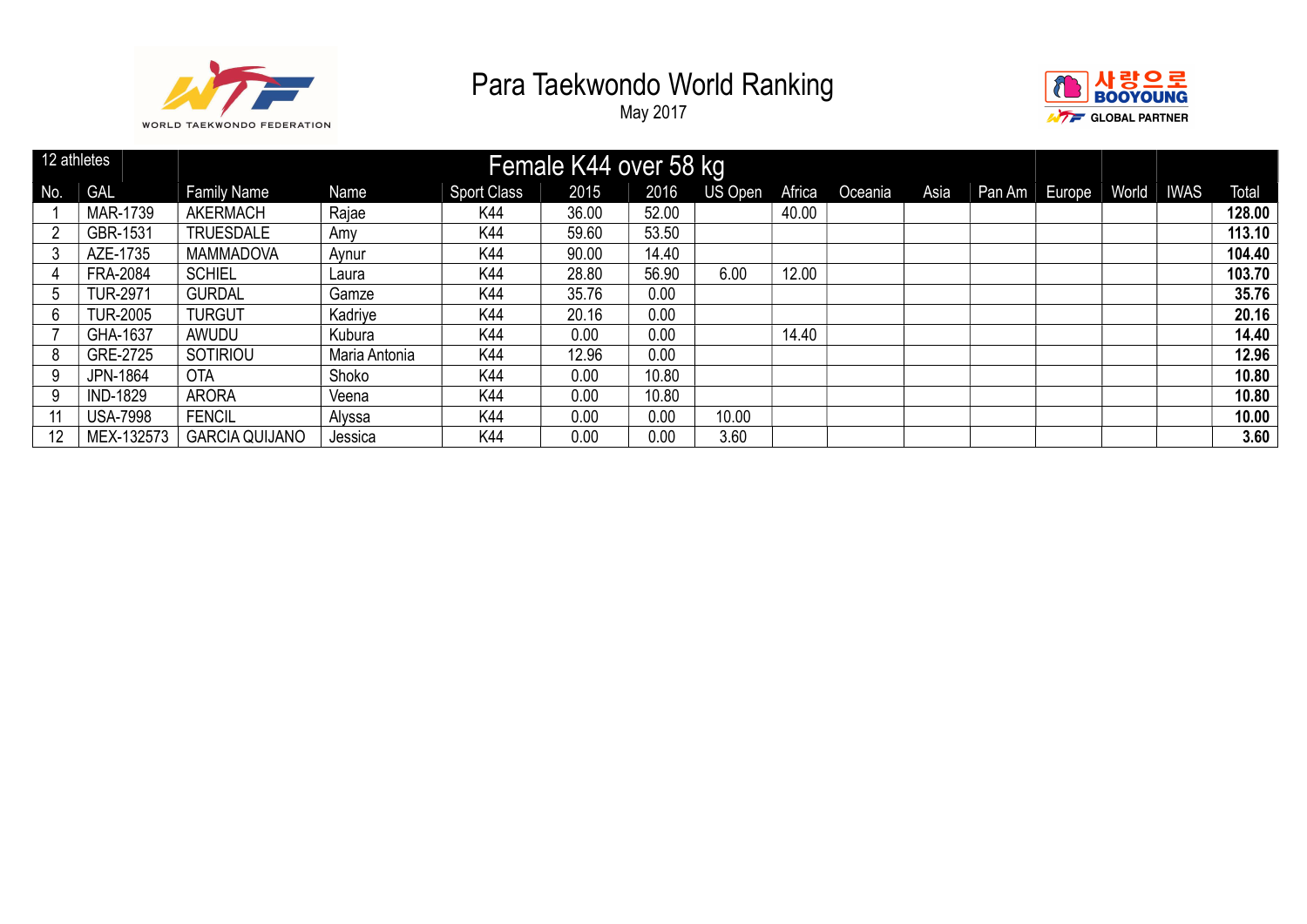# Para Taekwondo World Ranking

May 2017

| 12 athletes | | Female K44 over 58 kg | | | | | | | | | | | | | | |
|---|---|---|---|---|---|---|---|---|---|---|---|---|---|---|---|---|
| No. | GAL | Family Name | Name | Sport Class | 2015 | 2016 | US Open | Africa | Oceania | Asia | Pan Am | Europe | World | IWAS | Total |
| 1 | MAR-1739 | AKERMACH | Rajae | K44 | 36.00 | 52.00 | | 40.00 | | | | | | | **128.00** |
| 2 | GBR-1531 | TRUESDALE | Amy | K44 | 59.60 | 53.50 | | | | | | | | | **113.10** |
| 3 | AZE-1735 | MAMMADOVA | Aynur | K44 | 90.00 | 14.40 | | | | | | | | | **104.40** |
| 4 | FRA-2084 | SCHIEL | Laura | K44 | 28.80 | 56.90 | 6.00 | 12.00 | | | | | | | **103.70** |
| 5 | TUR-2971 | GURDAL | Gamze | K44 | 35.76 | 0.00 | | | | | | | | | **35.76** |
| 6 | TUR-2005 | TURGUT | Kadriye | K44 | 20.16 | 0.00 | | | | | | | | | **20.16** |
| 7 | GHA-1637 | AWUDU | Kubura | K44 | 0.00 | 0.00 | | 14.40 | | | | | | | **14.40** |
| 8 | GRE-2725 | SOTIRIOU | Maria Antonia | K44 | 12.96 | 0.00 | | | | | | | | | **12.96** |
| 9 | JPN-1864 | OTA | Shoko | K44 | 0.00 | 10.80 | | | | | | | | | **10.80** |
| 9 | IND-1829 | ARORA | Veena | K44 | 0.00 | 10.80 | | | | | | | | | **10.80** |
| 11 | USA-7998 | FENCIL | Alyssa | K44 | 0.00 | 0.00 | 10.00 | | | | | | | | **10.00** |
| 12 | MEX-132573 | GARCIA QUIJANO | Jessica | K44 | 0.00 | 0.00 | 3.60 | | | | | | | | **3.60** |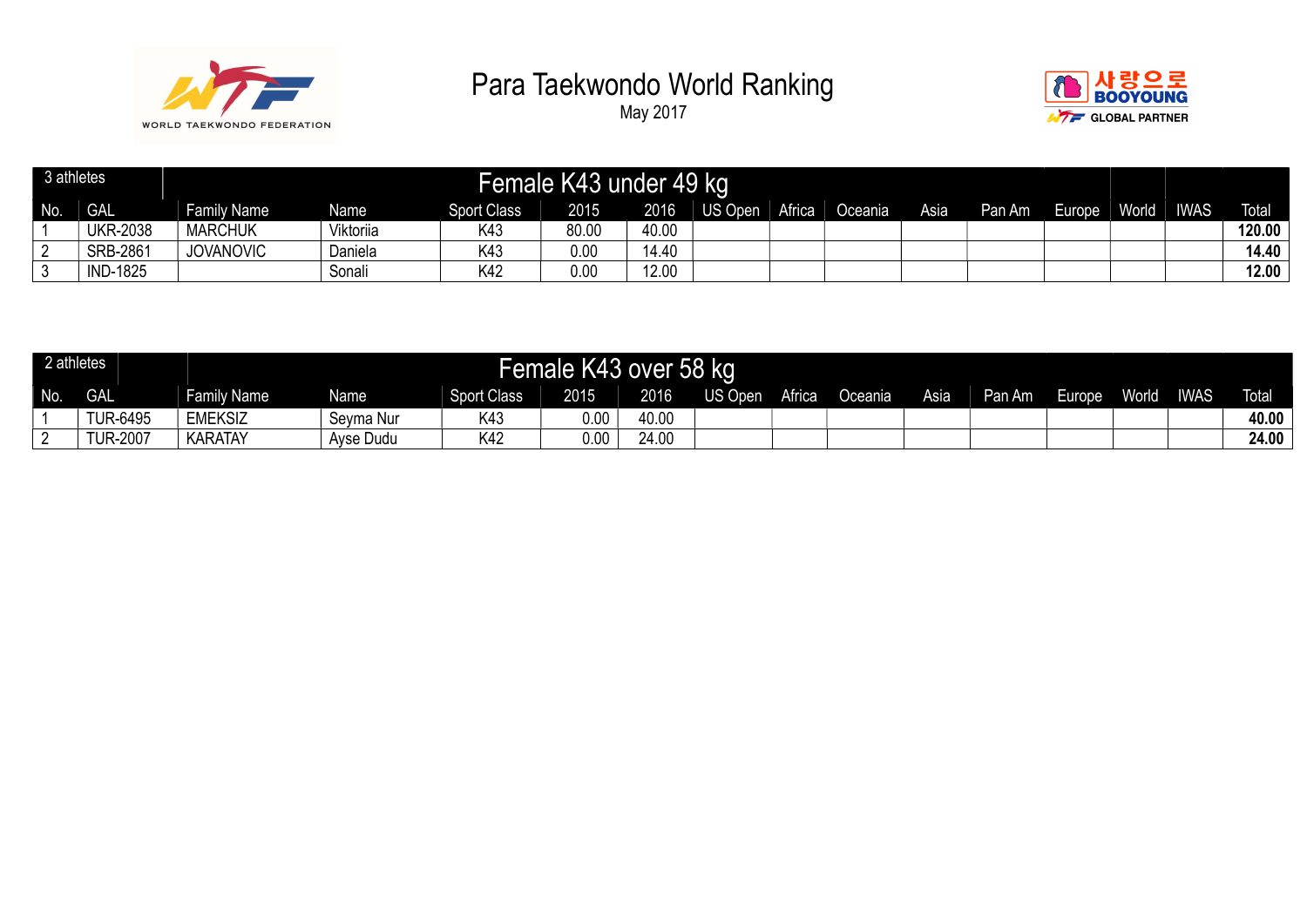# Para Taekwondo World Ranking

May 2017

| 3 athletes | | Female K43 under 49 kg | | | | | | | | | | | | | |
|---|---|---|---|---|---|---|---|---|---|---|---|---|---|---|---|
| No. | GAL | Family Name | Name | Sport Class | 2015 | 2016 | US Open | Africa | Oceania | Asia | Pan Am | Europe | World | IWAS | Total |
| 1 | UKR-2038 | MARCHUK | Viktoriia | K43 | 80.00 | 40.00 | | | | | | | | | **120.00** |
| 2 | SRB-2861 | JOVANOVIC | Daniela | K43 | 0.00 | 14.40 | | | | | | | | | **14.40** |
| 3 | IND-1825 | | Sonali | K42 | 0.00 | 12.00 | | | | | | | | | **12.00** |

| 2 athletes | | Female K43 over 58 kg | | | | | | | | | | | | | |
|---|---|---|---|---|---|---|---|---|---|---|---|---|---|---|---|
| No. | GAL | Family Name | Name | Sport Class | 2015 | 2016 | US Open | Africa | Oceania | Asia | Pan Am | Europe | World | IWAS | Total |
| 1 | TUR-6495 | EMEKSIZ | Seyma Nur | K43 | 0.00 | 40.00 | | | | | | | | | **40.00** |
| 2 | TUR-2007 | KARATAY | Ayse Dudu | K42 | 0.00 | 24.00 | | | | | | | | | **24.00** |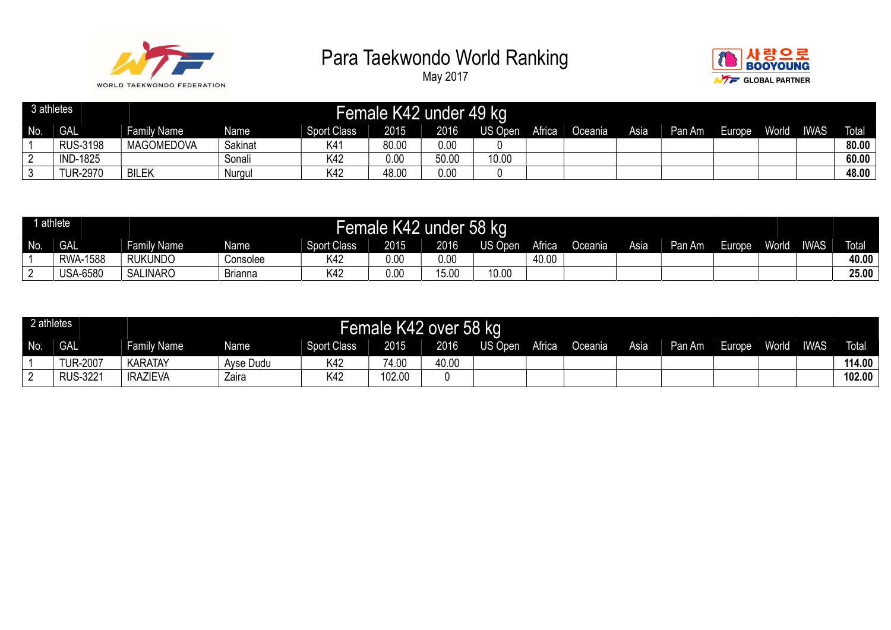# Para Taekwondo World Ranking

May 2017

| 3 athletes | Female K42 under 49 kg | | | | | | | | | | | | | | |
|---|---|---|---|---|---|---|---|---|---|---|---|---|---|---|---|
| No. | GAL | Family Name | Name | Sport Class | 2015 | 2016 | US Open | Africa | Oceania | Asia | Pan Am | Europe | World | IWAS | Total |
| 1 | RUS-3198 | MAGOMEDOVA | Sakinat | K41 | 80.00 | 0.00 | 0 | | | | | | | | **80.00** |
| 2 | IND-1825 | | Sonali | K42 | 0.00 | 50.00 | 10.00 | | | | | | | | **60.00** |
| 3 | TUR-2970 | BILEK | Nurgul | K42 | 48.00 | 0.00 | 0 | | | | | | | | **48.00** |

| 1 athlete | Female K42 under 58 kg | | | | | | | | | | | | | | |
|---|---|---|---|---|---|---|---|---|---|---|---|---|---|---|---|
| No. | GAL | Family Name | Name | Sport Class | 2015 | 2016 | US Open | Africa | Oceania | Asia | Pan Am | Europe | World | IWAS | Total |
| 1 | RWA-1588 | RUKUNDO | Consolee | K42 | 0.00 | 0.00 | | 40.00 | | | | | | | **40.00** |
| 2 | USA-6580 | SALINARO | Brianna | K42 | 0.00 | 15.00 | 10.00 | | | | | | | | **25.00** |

| 2 athletes | Female K42 over 58 kg | | | | | | | | | | | | | | |
|---|---|---|---|---|---|---|---|---|---|---|---|---|---|---|---|
| No. | GAL | Family Name | Name | Sport Class | 2015 | 2016 | US Open | Africa | Oceania | Asia | Pan Am | Europe | World | IWAS | Total |
| 1 | TUR-2007 | KARATAY | Ayse Dudu | K42 | 74.00 | 40.00 | | | | | | | | | **114.00** |
| 2 | RUS-3221 | IRAZIEVA | Zaira | K42 | 102.00 | 0 | | | | | | | | | **102.00** |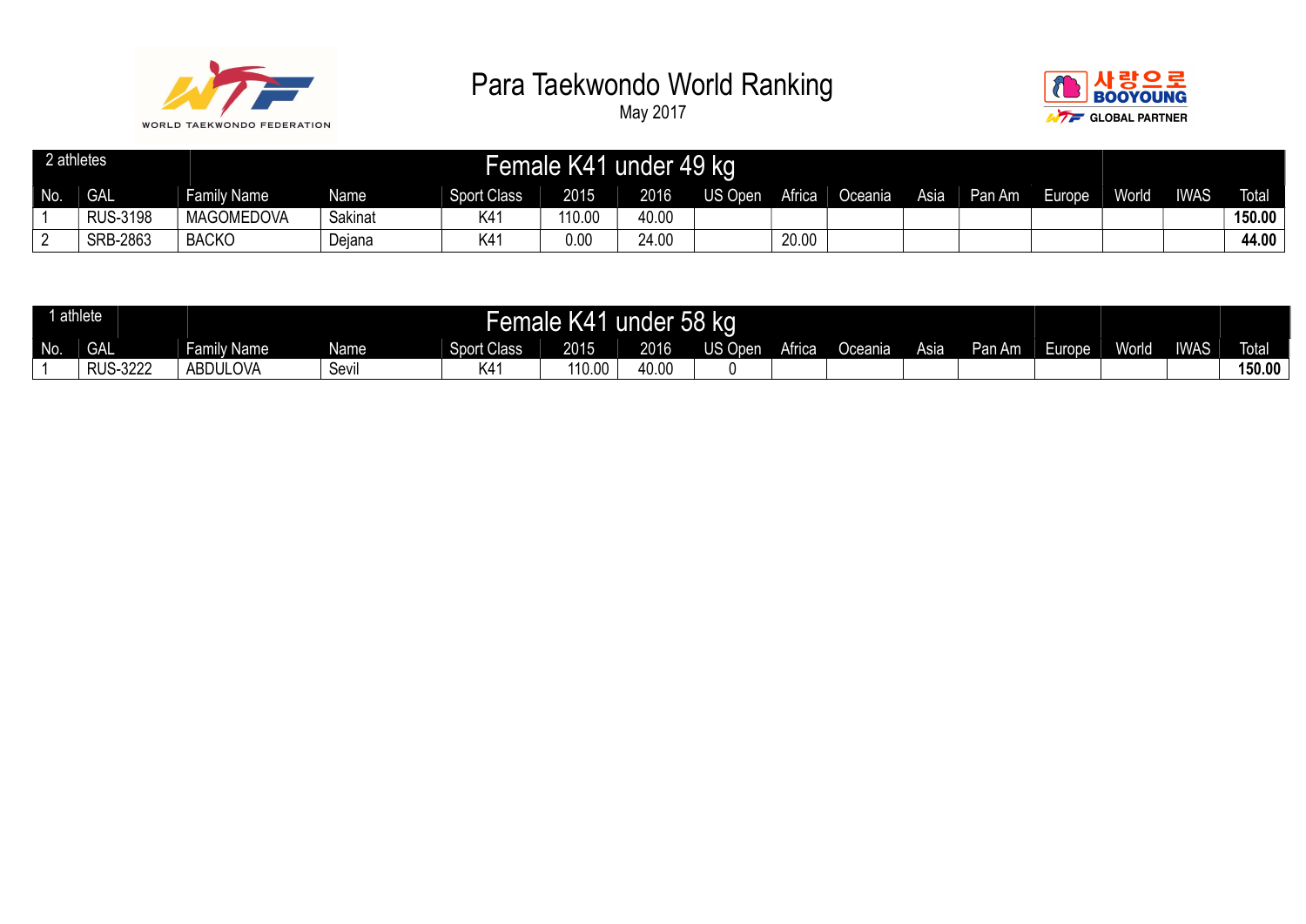# Para Taekwondo World Ranking

May 2017

WORLD TAEKWONDO FEDERATION

사랑으로 BOOYOUNG GLOBAL PARTNER

## Female K41 under 49 kg

2 athletes

| No. | GAL | Family Name | Name | Sport Class | 2015 | 2016 | US Open | Africa | Oceania | Asia | Pan Am | Europe | World | IWAS | Total |
|---|---|---|---|---|---|---|---|---|---|---|---|---|---|---|---|
| 1 | RUS-3198 | MAGOMEDOVA | Sakinat | K41 | 110.00 | 40.00 | | | | | | | | | **150.00** |
| 2 | SRB-2863 | BACKO | Dejana | K41 | 0.00 | 24.00 | | 20.00 | | | | | | | **44.00** |

## Female K41 under 58 kg

1 athlete

| No. | GAL | Family Name | Name | Sport Class | 2015 | 2016 | US Open | Africa | Oceania | Asia | Pan Am | Europe | World | IWAS | Total |
|---|---|---|---|---|---|---|---|---|---|---|---|---|---|---|---|
| 1 | RUS-3222 | ABDULOVA | Sevil | K41 | 110.00 | 40.00 | 0 | | | | | | | | **150.00** |